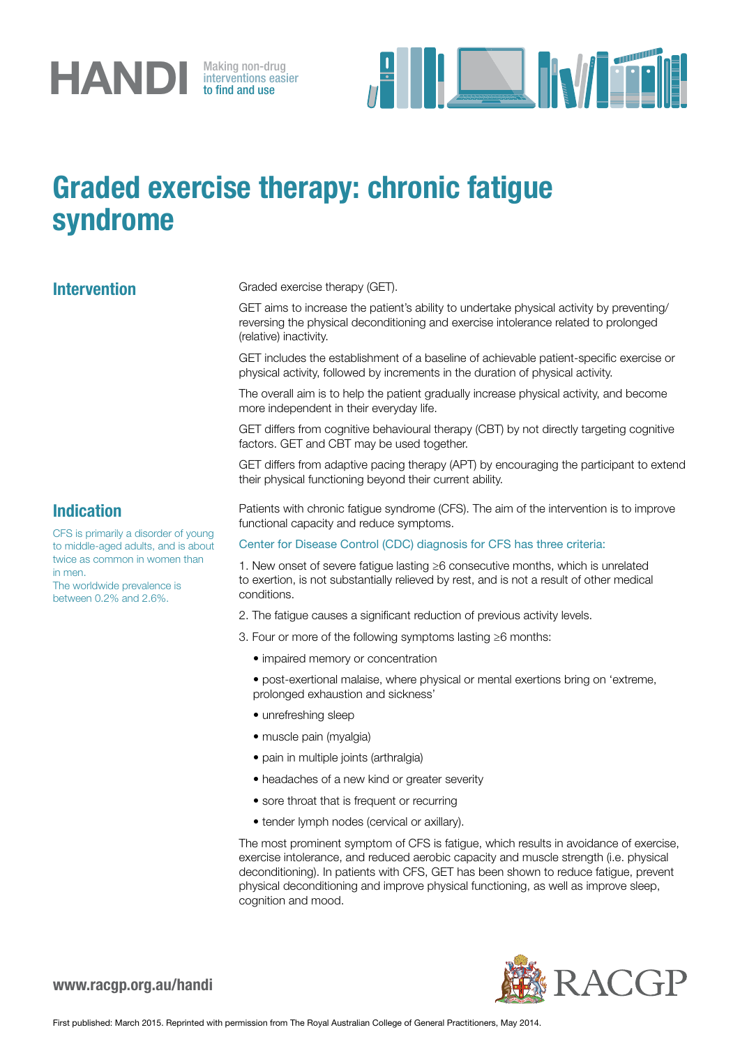HANDI Making non-drug interventions easier to find and use

# Graded exercise therapy: chronic fatigue syndrome

## Intervention

Graded exercise therapy (GET).

GET aims to increase the patient's ability to undertake physical activity by preventing/reversing the physical deconditioning and exercise intolerance related to prolonged (relative) inactivity.

GET includes the establishment of a baseline of achievable patient-specific exercise or physical activity, followed by increments in the duration of physical activity.

The overall aim is to help the patient gradually increase physical activity, and become more independent in their everyday life.

GET differs from cognitive behavioural therapy (CBT) by not directly targeting cognitive factors. GET and CBT may be used together.

GET differs from adaptive pacing therapy (APT) by encouraging the participant to extend their physical functioning beyond their current ability.

## Indication

CFS is primarily a disorder of young to middle-aged adults, and is about twice as common in women than in men.
The worldwide prevalence is between 0.2% and 2.6%.

Patients with chronic fatigue syndrome (CFS). The aim of the intervention is to improve functional capacity and reduce symptoms.

Center for Disease Control (CDC) diagnosis for CFS has three criteria:

1. New onset of severe fatigue lasting ≥6 consecutive months, which is unrelated to exertion, is not substantially relieved by rest, and is not a result of other medical conditions.
2. The fatigue causes a significant reduction of previous activity levels.
3. Four or more of the following symptoms lasting ≥6 months:
   - impaired memory or concentration
   - post-exertional malaise, where physical or mental exertions bring on 'extreme, prolonged exhaustion and sickness'
   - unrefreshing sleep
   - muscle pain (myalgia)
   - pain in multiple joints (arthralgia)
   - headaches of a new kind or greater severity
   - sore throat that is frequent or recurring
   - tender lymph nodes (cervical or axillary).

The most prominent symptom of CFS is fatigue, which results in avoidance of exercise, exercise intolerance, and reduced aerobic capacity and muscle strength (i.e. physical deconditioning). In patients with CFS, GET has been shown to reduce fatigue, prevent physical deconditioning and improve physical functioning, as well as improve sleep, cognition and mood.

www.racgp.org.au/handi

RACGP

First published: March 2015. Reprinted with permission from The Royal Australian College of General Practitioners, May 2014.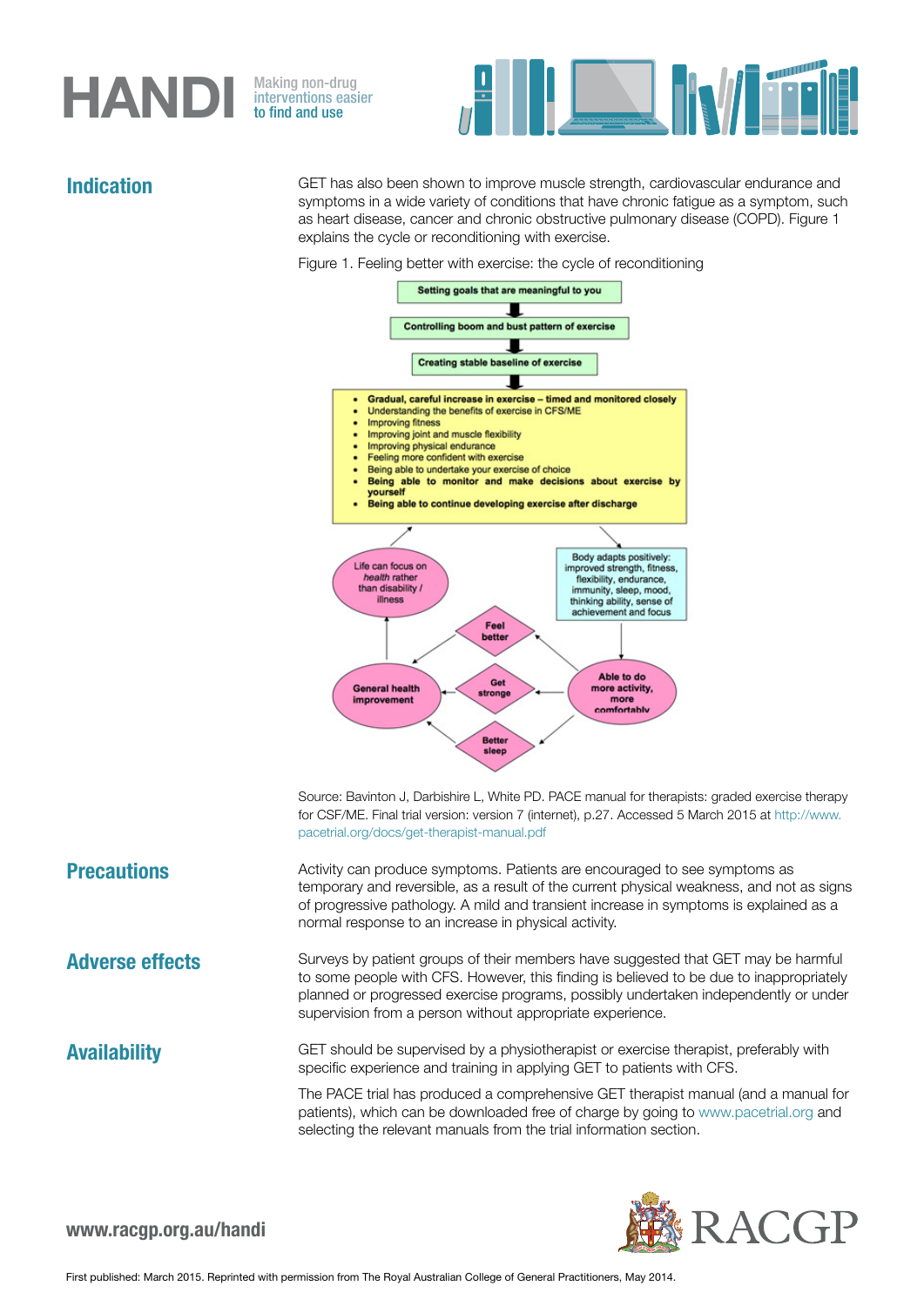## Indication

GET has also been shown to improve muscle strength, cardiovascular endurance and symptoms in a wide variety of conditions that have chronic fatigue as a symptom, such as heart disease, cancer and chronic obstructive pulmonary disease (COPD). Figure 1 explains the cycle or reconditioning with exercise.

Figure 1. Feeling better with exercise: the cycle of reconditioning

Setting goals that are meaningful to you

Controlling boom and bust pattern of exercise

Creating stable baseline of exercise

- Gradual, careful increase in exercise – timed and monitored closely
- Understanding the benefits of exercise in CFS/ME
- Improving fitness
- Improving joint and muscle flexibility
- Improving physical endurance
- Feeling more confident with exercise
- Being able to undertake your exercise of choice
- Being able to monitor and make decisions about exercise by yourself
- Being able to continue developing exercise after discharge

Body adapts positively: improved strength, fitness, flexibility, endurance, immunity, sleep, mood, thinking ability, sense of achievement and focus

Able to do more activity, more comfortably

Feel better

Get stronger

Better sleep

General health improvement

Life can focus on *health* rather than disability / illness

Source: Bavinton J, Darbishire L, White PD. PACE manual for therapists: graded exercise therapy for CSF/ME. Final trial version: version 7 (internet), p.27. Accessed 5 March 2015 at http://www.pacetrial.org/docs/get-therapist-manual.pdf

## Precautions

Activity can produce symptoms. Patients are encouraged to see symptoms as temporary and reversible, as a result of the current physical weakness, and not as signs of progressive pathology. A mild and transient increase in symptoms is explained as a normal response to an increase in physical activity.

## Adverse effects

Surveys by patient groups of their members have suggested that GET may be harmful to some people with CFS. However, this finding is believed to be due to inappropriately planned or progressed exercise programs, possibly undertaken independently or under supervision from a person without appropriate experience.

## Availability

GET should be supervised by a physiotherapist or exercise therapist, preferably with specific experience and training in applying GET to patients with CFS.

The PACE trial has produced a comprehensive GET therapist manual (and a manual for patients), which can be downloaded free of charge by going to www.pacetrial.org and selecting the relevant manuals from the trial information section.

www.racgp.org.au/handi

First published: March 2015. Reprinted with permission from The Royal Australian College of General Practitioners, May 2014.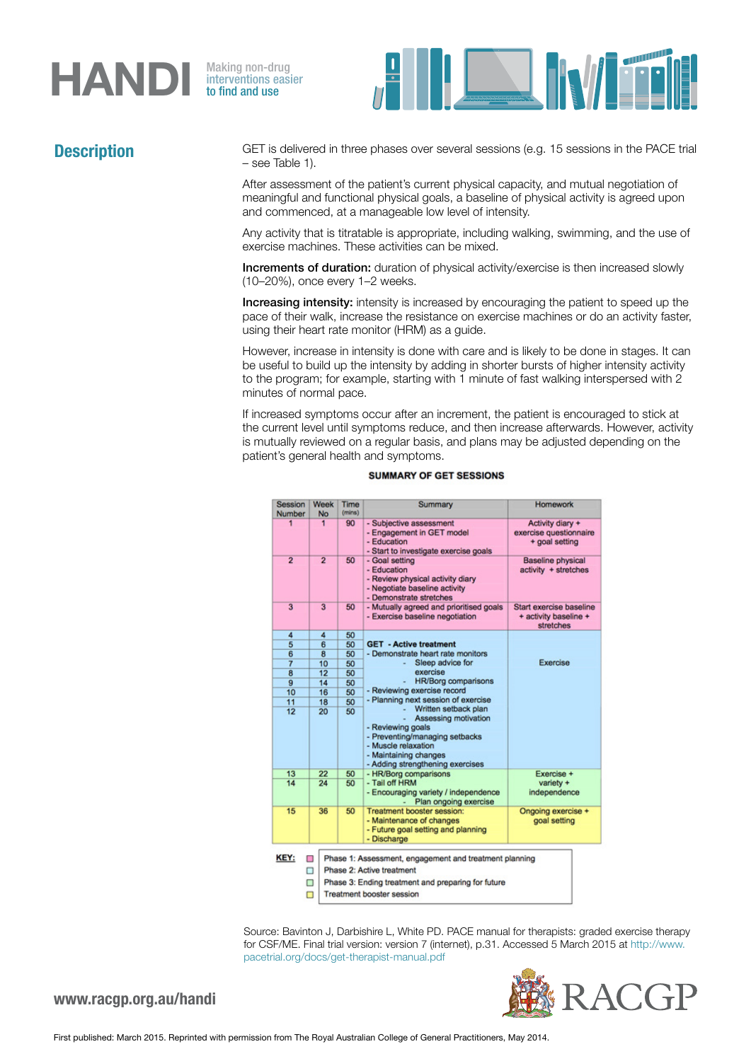## Description

GET is delivered in three phases over several sessions (e.g. 15 sessions in the PACE trial – see Table 1).

After assessment of the patient's current physical capacity, and mutual negotiation of meaningful and functional physical goals, a baseline of physical activity is agreed upon and commenced, at a manageable low level of intensity.

Any activity that is titratable is appropriate, including walking, swimming, and the use of exercise machines. These activities can be mixed.

**Increments of duration:** duration of physical activity/exercise is then increased slowly (10–20%), once every 1–2 weeks.

**Increasing intensity:** intensity is increased by encouraging the patient to speed up the pace of their walk, increase the resistance on exercise machines or do an activity faster, using their heart rate monitor (HRM) as a guide.

However, increase in intensity is done with care and is likely to be done in stages. It can be useful to build up the intensity by adding in shorter bursts of higher intensity activity to the program; for example, starting with 1 minute of fast walking interspersed with 2 minutes of normal pace.

If increased symptoms occur after an increment, the patient is encouraged to stick at the current level until symptoms reduce, and then increase afterwards. However, activity is mutually reviewed on a regular basis, and plans may be adjusted depending on the patient's general health and symptoms.

**SUMMARY OF GET SESSIONS**

| Session Number | Week No | Time (mins) | Summary | Homework |
|---|---|---|---|---|
| 1 | 1 | 90 | - Subjective assessment<br>- Engagement in GET model<br>- Education<br>- Start to investigate exercise goals | Activity diary + exercise questionnaire + goal setting |
| 2 | 2 | 50 | - Goal setting<br>- Education<br>- Review physical activity diary<br>- Negotiate baseline activity<br>- Demonstrate stretches | Baseline physical activity + stretches |
| 3 | 3 | 50 | - Mutually agreed and prioritised goals<br>- Exercise baseline negotiation | Start exercise baseline + activity baseline + stretches |
| 4<br>5<br>6<br>7<br>8<br>9<br>10<br>11<br>12 | 4<br>6<br>8<br>10<br>12<br>14<br>16<br>18<br>20 | 50<br>50<br>50<br>50<br>50<br>50<br>50<br>50<br>50 | **GET - Active treatment**<br>- Demonstrate heart rate monitors<br>- Sleep advice for exercise<br>- HR/Borg comparisons<br>- Reviewing exercise record<br>- Planning next session of exercise<br>- Written setback plan<br>- Assessing motivation<br>- Reviewing goals<br>- Preventing/managing setbacks<br>- Muscle relaxation<br>- Maintaining changes<br>- Adding strengthening exercises | Exercise |
| 13<br>14 | 22<br>24 | 50<br>50 | - HR/Borg comparisons<br>- Tail off HRM<br>- Encouraging variety / independence<br>- Plan ongoing exercise | Exercise + variety + independence |
| 15 | 36 | 50 | Treatment booster session:<br>- Maintenance of changes<br>- Future goal setting and planning<br>- Discharge | Ongoing exercise + goal setting |

**KEY:**
- Phase 1: Assessment, engagement and treatment planning
- Phase 2: Active treatment
- Phase 3: Ending treatment and preparing for future
- Treatment booster session

Source: Bavinton J, Darbishire L, White PD. PACE manual for therapists: graded exercise therapy for CSF/ME. Final trial version: version 7 (internet), p.31. Accessed 5 March 2015 at http://www.pacetrial.org/docs/get-therapist-manual.pdf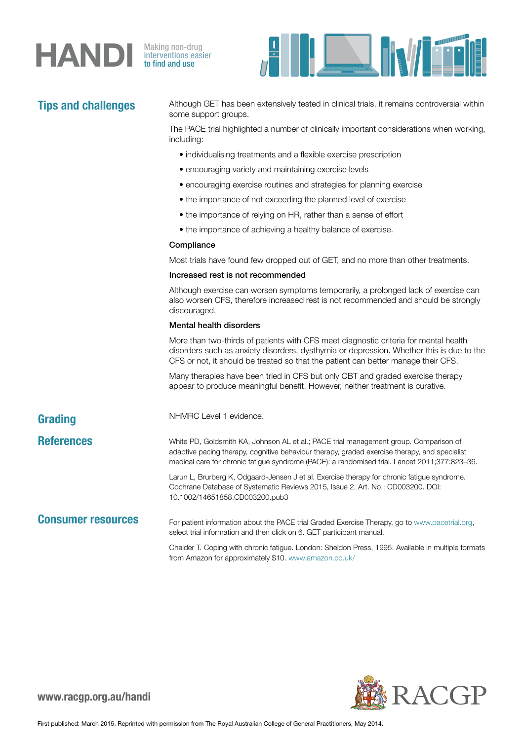## Tips and challenges

Although GET has been extensively tested in clinical trials, it remains controversial within some support groups.

The PACE trial highlighted a number of clinically important considerations when working, including:

- individualising treatments and a flexible exercise prescription
- encouraging variety and maintaining exercise levels
- encouraging exercise routines and strategies for planning exercise
- the importance of not exceeding the planned level of exercise
- the importance of relying on HR, rather than a sense of effort
- the importance of achieving a healthy balance of exercise.

**Compliance**

Most trials have found few dropped out of GET, and no more than other treatments.

**Increased rest is not recommended**

Although exercise can worsen symptoms temporarily, a prolonged lack of exercise can also worsen CFS, therefore increased rest is not recommended and should be strongly discouraged.

**Mental health disorders**

More than two-thirds of patients with CFS meet diagnostic criteria for mental health disorders such as anxiety disorders, dysthymia or depression. Whether this is due to the CFS or not, it should be treated so that the patient can better manage their CFS.

Many therapies have been tried in CFS but only CBT and graded exercise therapy appear to produce meaningful benefit. However, neither treatment is curative.

## Grading

NHMRC Level 1 evidence.

## References

White PD, Goldsmith KA, Johnson AL et al.; PACE trial management group. Comparison of adaptive pacing therapy, cognitive behaviour therapy, graded exercise therapy, and specialist medical care for chronic fatigue syndrome (PACE): a randomised trial. Lancet 2011;377:823–36.

Larun L, Brurberg K, Odgaard-Jensen J et al. Exercise therapy for chronic fatigue syndrome. Cochrane Database of Systematic Reviews 2015, Issue 2. Art. No.: CD003200. DOI: 10.1002/14651858.CD003200.pub3

## Consumer resources

For patient information about the PACE trial Graded Exercise Therapy, go to www.pacetrial.org, select trial information and then click on 6. GET participant manual.

Chalder T. Coping with chronic fatigue. London: Sheldon Press, 1995. Available in multiple formats from Amazon for approximately $10. www.amazon.co.uk/

www.racgp.org.au/handi

First published: March 2015. Reprinted with permission from The Royal Australian College of General Practitioners, May 2014.